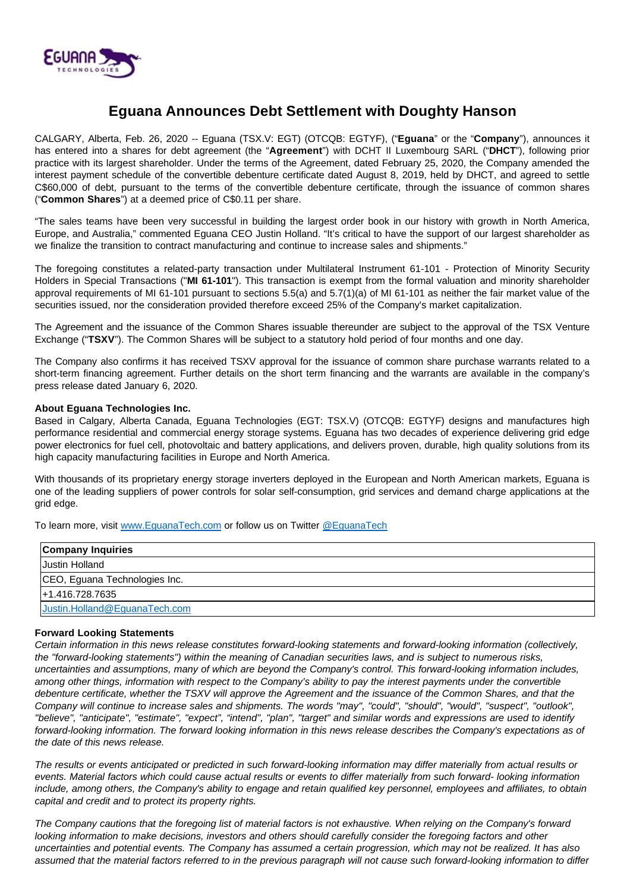# Eguana Announces Debt Settlement with Doughty Hanson

CALGARY, Alberta, Feb. 26, 2020 -- Eguana (TSX.V: EGT) (OTCQB: EGTYF), ("**Eguana**" or the "**Company**"), announces it has entered into a shares for debt agreement (the "**Agreement**") with DCHT II Luxembourg SARL ("**DHCT**"), following prior practice with its largest shareholder. Under the terms of the Agreement, dated February 25, 2020, the Company amended the interest payment schedule of the convertible debenture certificate dated August 8, 2019, held by DHCT, and agreed to settle C$60,000 of debt, pursuant to the terms of the convertible debenture certificate, through the issuance of common shares ("**Common Shares**") at a deemed price of C$0.11 per share.

"The sales teams have been very successful in building the largest order book in our history with growth in North America, Europe, and Australia," commented Eguana CEO Justin Holland. "It's critical to have the support of our largest shareholder as we finalize the transition to contract manufacturing and continue to increase sales and shipments."

The foregoing constitutes a related-party transaction under Multilateral Instrument 61-101 - Protection of Minority Security Holders in Special Transactions ("**MI 61-101**"). This transaction is exempt from the formal valuation and minority shareholder approval requirements of MI 61-101 pursuant to sections 5.5(a) and 5.7(1)(a) of MI 61-101 as neither the fair market value of the securities issued, nor the consideration provided therefore exceed 25% of the Company's market capitalization.

The Agreement and the issuance of the Common Shares issuable thereunder are subject to the approval of the TSX Venture Exchange ("**TSXV**"). The Common Shares will be subject to a statutory hold period of four months and one day.

The Company also confirms it has received TSXV approval for the issuance of common share purchase warrants related to a short-term financing agreement. Further details on the short term financing and the warrants are available in the company's press release dated January 6, 2020.

**About Eguana Technologies Inc.**

Based in Calgary, Alberta Canada, Eguana Technologies (EGT: TSX.V) (OTCQB: EGTYF) designs and manufactures high performance residential and commercial energy storage systems. Eguana has two decades of experience delivering grid edge power electronics for fuel cell, photovoltaic and battery applications, and delivers proven, durable, high quality solutions from its high capacity manufacturing facilities in Europe and North America.

With thousands of its proprietary energy storage inverters deployed in the European and North American markets, Eguana is one of the leading suppliers of power controls for solar self-consumption, grid services and demand charge applications at the grid edge.

To learn more, visit www.EguanaTech.com or follow us on Twitter @EguanaTech

| **Company Inquiries** |
|---|
| Justin Holland |
| CEO, Eguana Technologies Inc. |
| +1.416.728.7635 |
| Justin.Holland@EguanaTech.com |

**Forward Looking Statements**

*Certain information in this news release constitutes forward-looking statements and forward-looking information (collectively, the "forward-looking statements") within the meaning of Canadian securities laws, and is subject to numerous risks, uncertainties and assumptions, many of which are beyond the Company's control. This forward-looking information includes, among other things, information with respect to the Company's ability to pay the interest payments under the convertible debenture certificate, whether the TSXV will approve the Agreement and the issuance of the Common Shares, and that the Company will continue to increase sales and shipments. The words "may", "could", "should", "would", "suspect", "outlook", "believe", "anticipate", "estimate", "expect", "intend", "plan", "target" and similar words and expressions are used to identify forward-looking information. The forward looking information in this news release describes the Company's expectations as of the date of this news release.*

*The results or events anticipated or predicted in such forward-looking information may differ materially from actual results or events. Material factors which could cause actual results or events to differ materially from such forward- looking information include, among others, the Company's ability to engage and retain qualified key personnel, employees and affiliates, to obtain capital and credit and to protect its property rights.*

*The Company cautions that the foregoing list of material factors is not exhaustive. When relying on the Company's forward looking information to make decisions, investors and others should carefully consider the foregoing factors and other uncertainties and potential events. The Company has assumed a certain progression, which may not be realized. It has also assumed that the material factors referred to in the previous paragraph will not cause such forward-looking information to differ*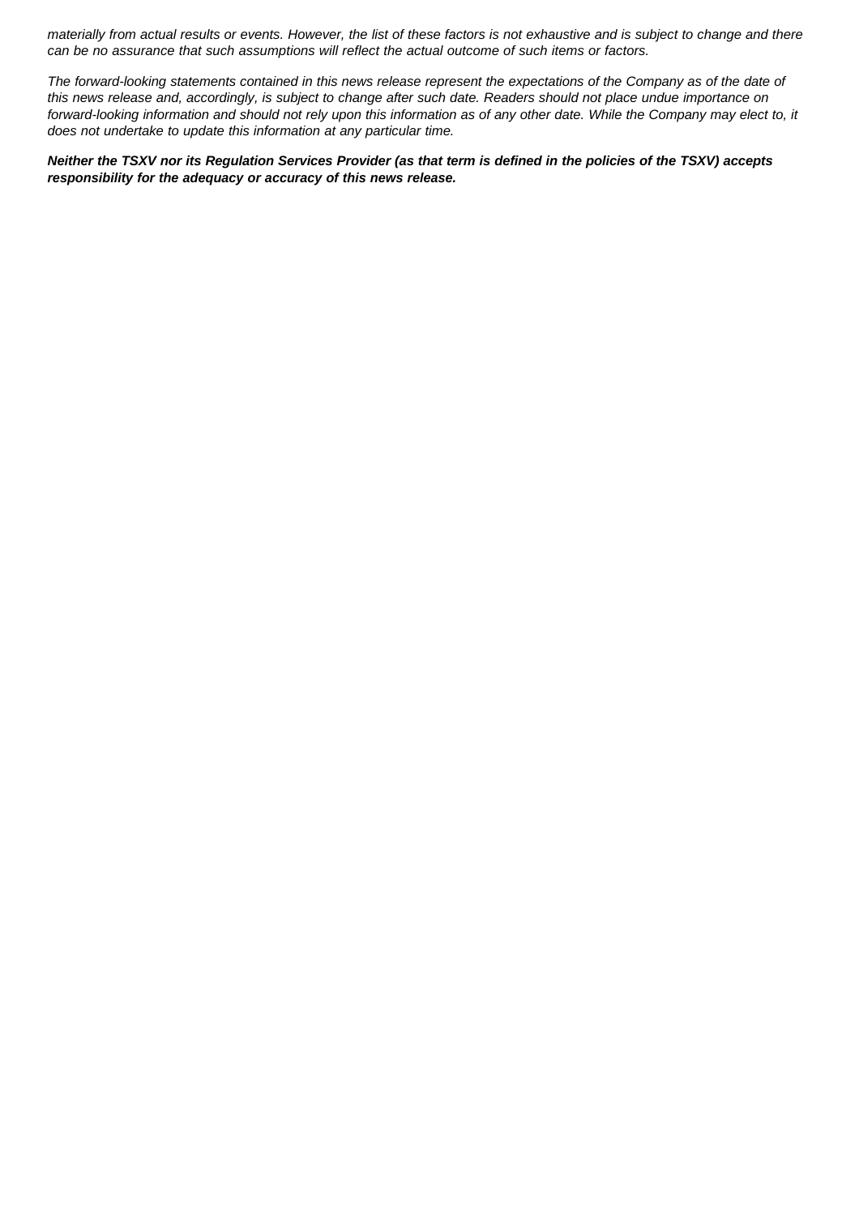*materially from actual results or events. However, the list of these factors is not exhaustive and is subject to change and there can be no assurance that such assumptions will reflect the actual outcome of such items or factors.*

*The forward-looking statements contained in this news release represent the expectations of the Company as of the date of this news release and, accordingly, is subject to change after such date. Readers should not place undue importance on forward-looking information and should not rely upon this information as of any other date. While the Company may elect to, it does not undertake to update this information at any particular time.*

***Neither the TSXV nor its Regulation Services Provider (as that term is defined in the policies of the TSXV) accepts responsibility for the adequacy or accuracy of this news release.***